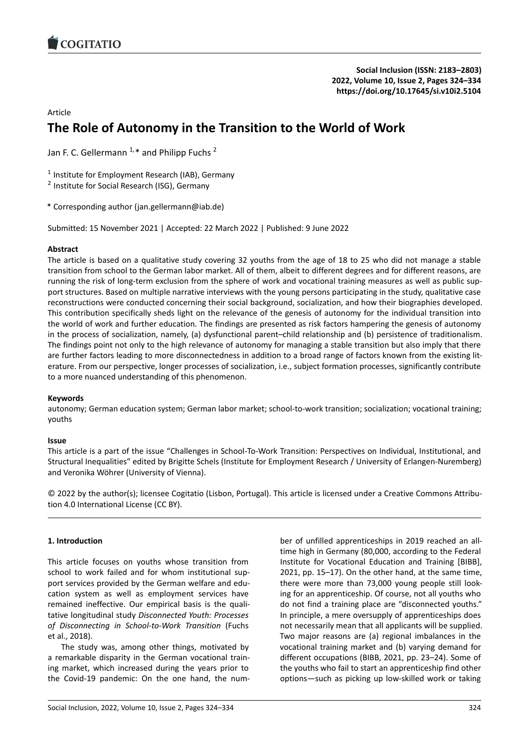Article

# The Role of Autonomy in the Transition to the World of Work

Jan F. C. Gellermann [1,]* and Philipp Fuchs [2]

[1] Institute for Employment Research (IAB), Germany
[2] Institute for Social Research (ISG), Germany

* Corresponding author (jan.gellermann@iab.de)

Submitted: 15 November 2021 | Accepted: 22 March 2022 | Published: 9 June 2022

**Abstract**

The article is based on a qualitative study covering 32 youths from the age of 18 to 25 who did not manage a stable transition from school to the German labor market. All of them, albeit to different degrees and for different reasons, are running the risk of long-term exclusion from the sphere of work and vocational training measures as well as public support structures. Based on multiple narrative interviews with the young persons participating in the study, qualitative case reconstructions were conducted concerning their social background, socialization, and how their biographies developed. This contribution specifically sheds light on the relevance of the genesis of autonomy for the individual transition into the world of work and further education. The findings are presented as risk factors hampering the genesis of autonomy in the process of socialization, namely, (a) dysfunctional parent–child relationship and (b) persistence of traditionalism. The findings point not only to the high relevance of autonomy for managing a stable transition but also imply that there are further factors leading to more disconnectedness in addition to a broad range of factors known from the existing literature. From our perspective, longer processes of socialization, i.e., subject formation processes, significantly contribute to a more nuanced understanding of this phenomenon.

**Keywords**

autonomy; German education system; German labor market; school-to-work transition; socialization; vocational training; youths

**Issue**

This article is a part of the issue "Challenges in School-To-Work Transition: Perspectives on Individual, Institutional, and Structural Inequalities" edited by Brigitte Schels (Institute for Employment Research / University of Erlangen-Nuremberg) and Veronika Wöhrer (University of Vienna).

© 2022 by the author(s); licensee Cogitatio (Lisbon, Portugal). This article is licensed under a Creative Commons Attribution 4.0 International License (CC BY).

## 1. Introduction

This article focuses on youths whose transition from school to work failed and for whom institutional support services provided by the German welfare and education system as well as employment services have remained ineffective. Our empirical basis is the qualitative longitudinal study *Disconnected Youth: Processes of Disconnecting in School-to-Work Transition* (Fuchs et al., 2018).

The study was, among other things, motivated by a remarkable disparity in the German vocational training market, which increased during the years prior to the Covid-19 pandemic: On the one hand, the number of unfilled apprenticeships in 2019 reached an all-time high in Germany (80,000, according to the Federal Institute for Vocational Education and Training [BIBB], 2021, pp. 15–17). On the other hand, at the same time, there were more than 73,000 young people still looking for an apprenticeship. Of course, not all youths who do not find a training place are "disconnected youths." In principle, a mere oversupply of apprenticeships does not necessarily mean that all applicants will be supplied. Two major reasons are (a) regional imbalances in the vocational training market and (b) varying demand for different occupations (BIBB, 2021, pp. 23–24). Some of the youths who fail to start an apprenticeship find other options—such as picking up low-skilled work or taking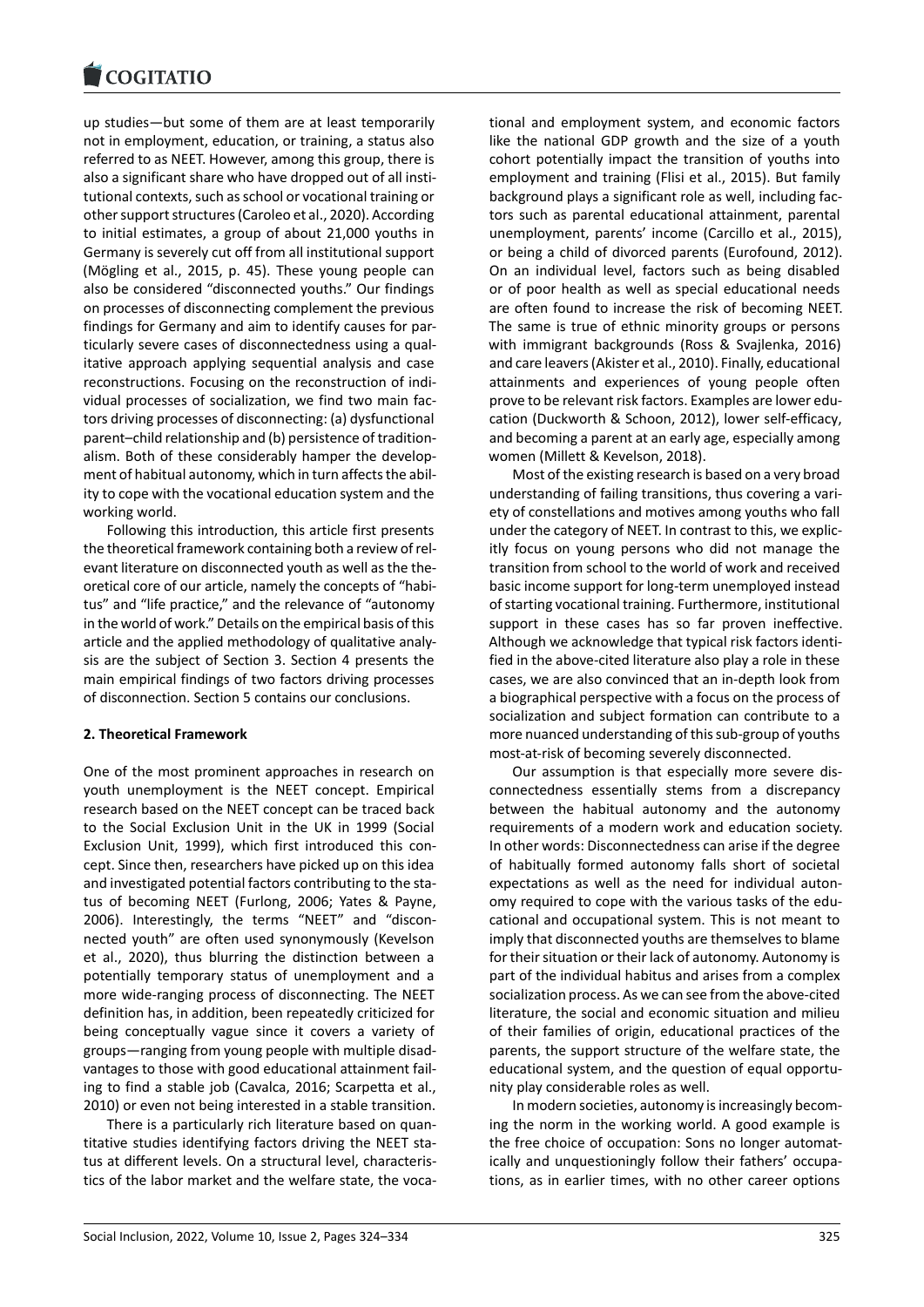up studies—but some of them are at least temporarily not in employment, education, or training, a status also referred to as NEET. However, among this group, there is also a significant share who have dropped out of all institutional contexts, such as school or vocational training or other support structures (Caroleo et al., 2020). According to initial estimates, a group of about 21,000 youths in Germany is severely cut off from all institutional support (Mögling et al., 2015, p. 45). These young people can also be considered "disconnected youths." Our findings on processes of disconnecting complement the previous findings for Germany and aim to identify causes for particularly severe cases of disconnectedness using a qualitative approach applying sequential analysis and case reconstructions. Focusing on the reconstruction of individual processes of socialization, we find two main factors driving processes of disconnecting: (a) dysfunctional parent–child relationship and (b) persistence of traditionalism. Both of these considerably hamper the development of habitual autonomy, which in turn affects the ability to cope with the vocational education system and the working world.

Following this introduction, this article first presents the theoretical framework containing both a review of relevant literature on disconnected youth as well as the theoretical core of our article, namely the concepts of "habitus" and "life practice," and the relevance of "autonomy in the world of work." Details on the empirical basis of this article and the applied methodology of qualitative analysis are the subject of Section 3. Section 4 presents the main empirical findings of two factors driving processes of disconnection. Section 5 contains our conclusions.

## 2. Theoretical Framework

One of the most prominent approaches in research on youth unemployment is the NEET concept. Empirical research based on the NEET concept can be traced back to the Social Exclusion Unit in the UK in 1999 (Social Exclusion Unit, 1999), which first introduced this concept. Since then, researchers have picked up on this idea and investigated potential factors contributing to the status of becoming NEET (Furlong, 2006; Yates & Payne, 2006). Interestingly, the terms "NEET" and "disconnected youth" are often used synonymously (Kevelson et al., 2020), thus blurring the distinction between a potentially temporary status of unemployment and a more wide-ranging process of disconnecting. The NEET definition has, in addition, been repeatedly criticized for being conceptually vague since it covers a variety of groups—ranging from young people with multiple disadvantages to those with good educational attainment failing to find a stable job (Cavalca, 2016; Scarpetta et al., 2010) or even not being interested in a stable transition.

There is a particularly rich literature based on quantitative studies identifying factors driving the NEET status at different levels. On a structural level, characteristics of the labor market and the welfare state, the vocational and employment system, and economic factors like the national GDP growth and the size of a youth cohort potentially impact the transition of youths into employment and training (Flisi et al., 2015). But family background plays a significant role as well, including factors such as parental educational attainment, parental unemployment, parents' income (Carcillo et al., 2015), or being a child of divorced parents (Eurofound, 2012). On an individual level, factors such as being disabled or of poor health as well as special educational needs are often found to increase the risk of becoming NEET. The same is true of ethnic minority groups or persons with immigrant backgrounds (Ross & Svajlenka, 2016) and care leavers (Akister et al., 2010). Finally, educational attainments and experiences of young people often prove to be relevant risk factors. Examples are lower education (Duckworth & Schoon, 2012), lower self-efficacy, and becoming a parent at an early age, especially among women (Millett & Kevelson, 2018).

Most of the existing research is based on a very broad understanding of failing transitions, thus covering a variety of constellations and motives among youths who fall under the category of NEET. In contrast to this, we explicitly focus on young persons who did not manage the transition from school to the world of work and received basic income support for long-term unemployed instead of starting vocational training. Furthermore, institutional support in these cases has so far proven ineffective. Although we acknowledge that typical risk factors identified in the above-cited literature also play a role in these cases, we are also convinced that an in-depth look from a biographical perspective with a focus on the process of socialization and subject formation can contribute to a more nuanced understanding of this sub-group of youths most-at-risk of becoming severely disconnected.

Our assumption is that especially more severe disconnectedness essentially stems from a discrepancy between the habitual autonomy and the autonomy requirements of a modern work and education society. In other words: Disconnectedness can arise if the degree of habitually formed autonomy falls short of societal expectations as well as the need for individual autonomy required to cope with the various tasks of the educational and occupational system. This is not meant to imply that disconnected youths are themselves to blame for their situation or their lack of autonomy. Autonomy is part of the individual habitus and arises from a complex socialization process. As we can see from the above-cited literature, the social and economic situation and milieu of their families of origin, educational practices of the parents, the support structure of the welfare state, the educational system, and the question of equal opportunity play considerable roles as well.

In modern societies, autonomy is increasingly becoming the norm in the working world. A good example is the free choice of occupation: Sons no longer automatically and unquestioningly follow their fathers' occupations, as in earlier times, with no other career options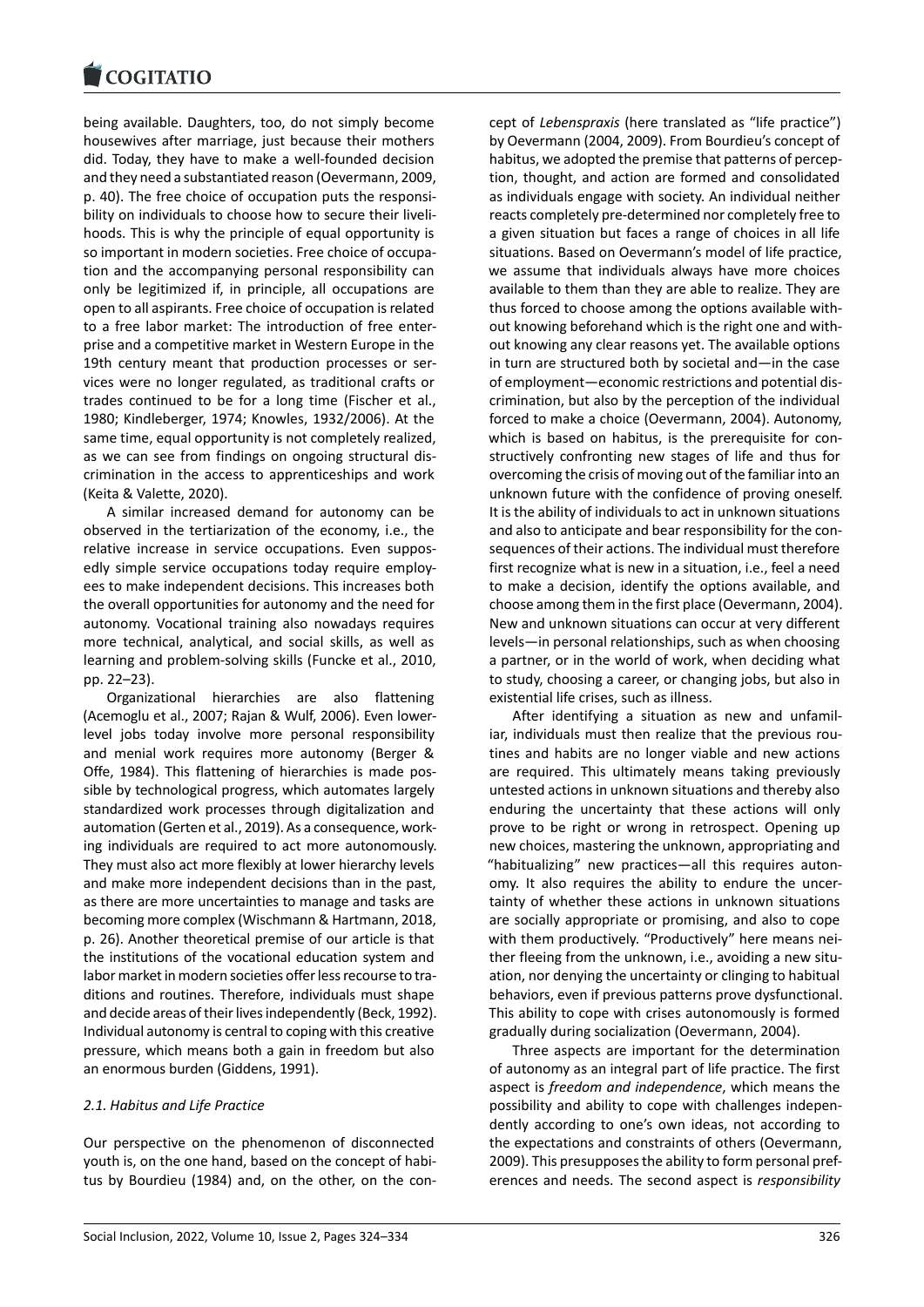being available. Daughters, too, do not simply become housewives after marriage, just because their mothers did. Today, they have to make a well-founded decision and they need a substantiated reason (Oevermann, 2009, p. 40). The free choice of occupation puts the responsibility on individuals to choose how to secure their livelihoods. This is why the principle of equal opportunity is so important in modern societies. Free choice of occupation and the accompanying personal responsibility can only be legitimized if, in principle, all occupations are open to all aspirants. Free choice of occupation is related to a free labor market: The introduction of free enterprise and a competitive market in Western Europe in the 19th century meant that production processes or services were no longer regulated, as traditional crafts or trades continued to be for a long time (Fischer et al., 1980; Kindleberger, 1974; Knowles, 1932/2006). At the same time, equal opportunity is not completely realized, as we can see from findings on ongoing structural discrimination in the access to apprenticeships and work (Keita & Valette, 2020).

A similar increased demand for autonomy can be observed in the tertiarization of the economy, i.e., the relative increase in service occupations. Even supposedly simple service occupations today require employees to make independent decisions. This increases both the overall opportunities for autonomy and the need for autonomy. Vocational training also nowadays requires more technical, analytical, and social skills, as well as learning and problem-solving skills (Funcke et al., 2010, pp. 22–23).

Organizational hierarchies are also flattening (Acemoglu et al., 2007; Rajan & Wulf, 2006). Even lower-level jobs today involve more personal responsibility and menial work requires more autonomy (Berger & Offe, 1984). This flattening of hierarchies is made possible by technological progress, which automates largely standardized work processes through digitalization and automation (Gerten et al., 2019). As a consequence, working individuals are required to act more autonomously. They must also act more flexibly at lower hierarchy levels and make more independent decisions than in the past, as there are more uncertainties to manage and tasks are becoming more complex (Wischmann & Hartmann, 2018, p. 26). Another theoretical premise of our article is that the institutions of the vocational education system and labor market in modern societies offer less recourse to traditions and routines. Therefore, individuals must shape and decide areas of their lives independently (Beck, 1992). Individual autonomy is central to coping with this creative pressure, which means both a gain in freedom but also an enormous burden (Giddens, 1991).

### 2.1. Habitus and Life Practice

Our perspective on the phenomenon of disconnected youth is, on the one hand, based on the concept of habitus by Bourdieu (1984) and, on the other, on the concept of *Lebenspraxis* (here translated as "life practice") by Oevermann (2004, 2009). From Bourdieu's concept of habitus, we adopted the premise that patterns of perception, thought, and action are formed and consolidated as individuals engage with society. An individual neither reacts completely pre-determined nor completely free to a given situation but faces a range of choices in all life situations. Based on Oevermann's model of life practice, we assume that individuals always have more choices available to them than they are able to realize. They are thus forced to choose among the options available without knowing beforehand which is the right one and without knowing any clear reasons yet. The available options in turn are structured both by societal and—in the case of employment—economic restrictions and potential discrimination, but also by the perception of the individual forced to make a choice (Oevermann, 2004). Autonomy, which is based on habitus, is the prerequisite for constructively confronting new stages of life and thus for overcoming the crisis of moving out of the familiar into an unknown future with the confidence of proving oneself. It is the ability of individuals to act in unknown situations and also to anticipate and bear responsibility for the consequences of their actions. The individual must therefore first recognize what is new in a situation, i.e., feel a need to make a decision, identify the options available, and choose among them in the first place (Oevermann, 2004). New and unknown situations can occur at very different levels—in personal relationships, such as when choosing a partner, or in the world of work, when deciding what to study, choosing a career, or changing jobs, but also in existential life crises, such as illness.

After identifying a situation as new and unfamiliar, individuals must then realize that the previous routines and habits are no longer viable and new actions are required. This ultimately means taking previously untested actions in unknown situations and thereby also enduring the uncertainty that these actions will only prove to be right or wrong in retrospect. Opening up new choices, mastering the unknown, appropriating and "habitualizing" new practices—all this requires autonomy. It also requires the ability to endure the uncertainty of whether these actions in unknown situations are socially appropriate or promising, and also to cope with them productively. "Productively" here means neither fleeing from the unknown, i.e., avoiding a new situation, nor denying the uncertainty or clinging to habitual behaviors, even if previous patterns prove dysfunctional. This ability to cope with crises autonomously is formed gradually during socialization (Oevermann, 2004).

Three aspects are important for the determination of autonomy as an integral part of life practice. The first aspect is *freedom and independence*, which means the possibility and ability to cope with challenges independently according to one's own ideas, not according to the expectations and constraints of others (Oevermann, 2009). This presupposes the ability to form personal preferences and needs. The second aspect is *responsibility*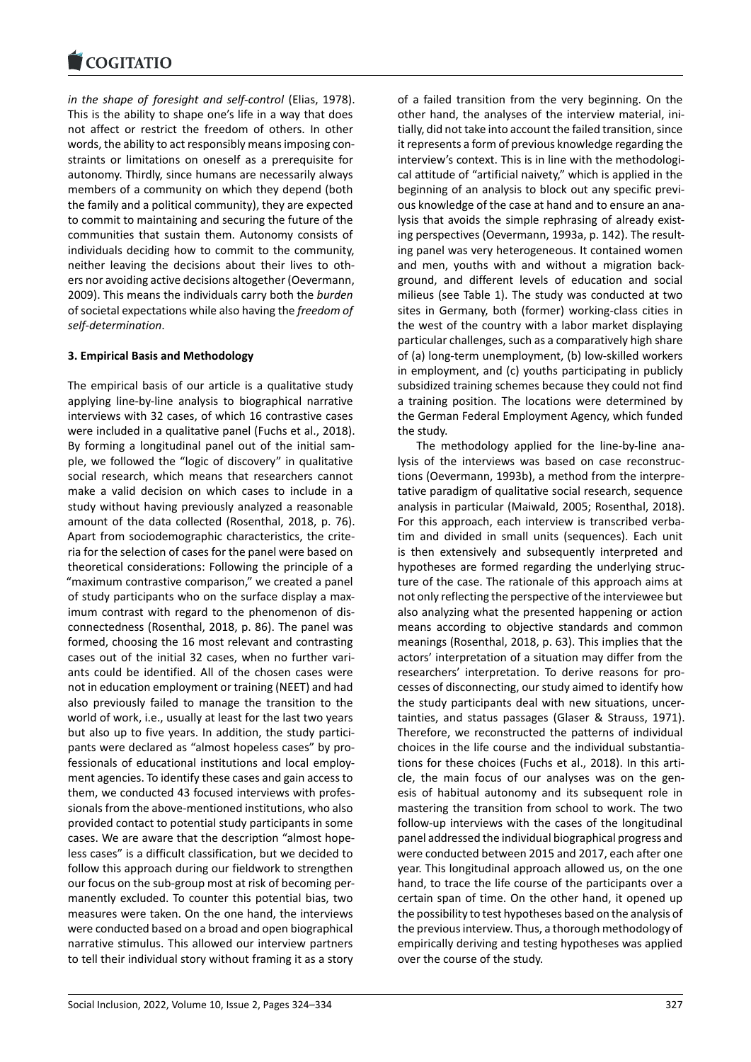*in the shape of foresight and self-control* (Elias, 1978). This is the ability to shape one's life in a way that does not affect or restrict the freedom of others. In other words, the ability to act responsibly means imposing constraints or limitations on oneself as a prerequisite for autonomy. Thirdly, since humans are necessarily always members of a community on which they depend (both the family and a political community), they are expected to commit to maintaining and securing the future of the communities that sustain them. Autonomy consists of individuals deciding how to commit to the community, neither leaving the decisions about their lives to others nor avoiding active decisions altogether (Oevermann, 2009). This means the individuals carry both the *burden* of societal expectations while also having the *freedom of self-determination*.

## 3. Empirical Basis and Methodology

The empirical basis of our article is a qualitative study applying line-by-line analysis to biographical narrative interviews with 32 cases, of which 16 contrastive cases were included in a qualitative panel (Fuchs et al., 2018). By forming a longitudinal panel out of the initial sample, we followed the "logic of discovery" in qualitative social research, which means that researchers cannot make a valid decision on which cases to include in a study without having previously analyzed a reasonable amount of the data collected (Rosenthal, 2018, p. 76). Apart from sociodemographic characteristics, the criteria for the selection of cases for the panel were based on theoretical considerations: Following the principle of a "maximum contrastive comparison," we created a panel of study participants who on the surface display a maximum contrast with regard to the phenomenon of disconnectedness (Rosenthal, 2018, p. 86). The panel was formed, choosing the 16 most relevant and contrasting cases out of the initial 32 cases, when no further variants could be identified. All of the chosen cases were not in education employment or training (NEET) and had also previously failed to manage the transition to the world of work, i.e., usually at least for the last two years but also up to five years. In addition, the study participants were declared as "almost hopeless cases" by professionals of educational institutions and local employment agencies. To identify these cases and gain access to them, we conducted 43 focused interviews with professionals from the above-mentioned institutions, who also provided contact to potential study participants in some cases. We are aware that the description "almost hopeless cases" is a difficult classification, but we decided to follow this approach during our fieldwork to strengthen our focus on the sub-group most at risk of becoming permanently excluded. To counter this potential bias, two measures were taken. On the one hand, the interviews were conducted based on a broad and open biographical narrative stimulus. This allowed our interview partners to tell their individual story without framing it as a story of a failed transition from the very beginning. On the other hand, the analyses of the interview material, initially, did not take into account the failed transition, since it represents a form of previous knowledge regarding the interview's context. This is in line with the methodological attitude of "artificial naivety," which is applied in the beginning of an analysis to block out any specific previous knowledge of the case at hand and to ensure an analysis that avoids the simple rephrasing of already existing perspectives (Oevermann, 1993a, p. 142). The resulting panel was very heterogeneous. It contained women and men, youths with and without a migration background, and different levels of education and social milieus (see Table 1). The study was conducted at two sites in Germany, both (former) working-class cities in the west of the country with a labor market displaying particular challenges, such as a comparatively high share of (a) long-term unemployment, (b) low-skilled workers in employment, and (c) youths participating in publicly subsidized training schemes because they could not find a training position. The locations were determined by the German Federal Employment Agency, which funded the study.

The methodology applied for the line-by-line analysis of the interviews was based on case reconstructions (Oevermann, 1993b), a method from the interpretative paradigm of qualitative social research, sequence analysis in particular (Maiwald, 2005; Rosenthal, 2018). For this approach, each interview is transcribed verbatim and divided in small units (sequences). Each unit is then extensively and subsequently interpreted and hypotheses are formed regarding the underlying structure of the case. The rationale of this approach aims at not only reflecting the perspective of the interviewee but also analyzing what the presented happening or action means according to objective standards and common meanings (Rosenthal, 2018, p. 63). This implies that the actors' interpretation of a situation may differ from the researchers' interpretation. To derive reasons for processes of disconnecting, our study aimed to identify how the study participants deal with new situations, uncertainties, and status passages (Glaser & Strauss, 1971). Therefore, we reconstructed the patterns of individual choices in the life course and the individual substantiations for these choices (Fuchs et al., 2018). In this article, the main focus of our analyses was on the genesis of habitual autonomy and its subsequent role in mastering the transition from school to work. The two follow-up interviews with the cases of the longitudinal panel addressed the individual biographical progress and were conducted between 2015 and 2017, each after one year. This longitudinal approach allowed us, on the one hand, to trace the life course of the participants over a certain span of time. On the other hand, it opened up the possibility to test hypotheses based on the analysis of the previous interview. Thus, a thorough methodology of empirically deriving and testing hypotheses was applied over the course of the study.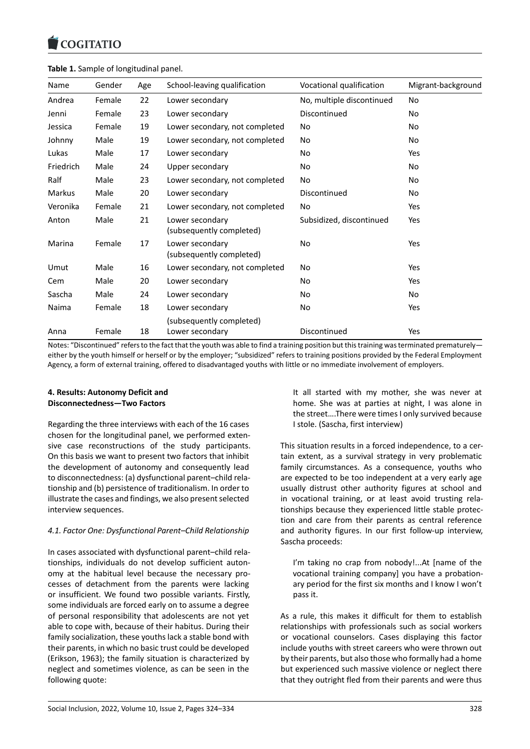**Table 1.** Sample of longitudinal panel.

| Name | Gender | Age | School-leaving qualification | Vocational qualification | Migrant-background |
|---|---|---|---|---|---|
| Andrea | Female | 22 | Lower secondary | No, multiple discontinued | No |
| Jenni | Female | 23 | Lower secondary | Discontinued | No |
| Jessica | Female | 19 | Lower secondary, not completed | No | No |
| Johnny | Male | 19 | Lower secondary, not completed | No | No |
| Lukas | Male | 17 | Lower secondary | No | Yes |
| Friedrich | Male | 24 | Upper secondary | No | No |
| Ralf | Male | 23 | Lower secondary, not completed | No | No |
| Markus | Male | 20 | Lower secondary | Discontinued | No |
| Veronika | Female | 21 | Lower secondary, not completed | No | Yes |
| Anton | Male | 21 | Lower secondary (subsequently completed) | Subsidized, discontinued | Yes |
| Marina | Female | 17 | Lower secondary (subsequently completed) | No | Yes |
| Umut | Male | 16 | Lower secondary, not completed | No | Yes |
| Cem | Male | 20 | Lower secondary | No | Yes |
| Sascha | Male | 24 | Lower secondary | No | No |
| Naima | Female | 18 | Lower secondary (subsequently completed) | No | Yes |
| Anna | Female | 18 | Lower secondary | Discontinued | Yes |

Notes: "Discontinued" refers to the fact that the youth was able to find a training position but this training was terminated prematurely—either by the youth himself or herself or by the employer; "subsidized" refers to training positions provided by the Federal Employment Agency, a form of external training, offered to disadvantaged youths with little or no immediate involvement of employers.

## 4. Results: Autonomy Deficit and Disconnectedness—Two Factors

Regarding the three interviews with each of the 16 cases chosen for the longitudinal panel, we performed extensive case reconstructions of the study participants. On this basis we want to present two factors that inhibit the development of autonomy and consequently lead to disconnectedness: (a) dysfunctional parent–child relationship and (b) persistence of traditionalism. In order to illustrate the cases and findings, we also present selected interview sequences.

### *4.1. Factor One: Dysfunctional Parent–Child Relationship*

In cases associated with dysfunctional parent–child relationships, individuals do not develop sufficient autonomy at the habitual level because the necessary processes of detachment from the parents were lacking or insufficient. We found two possible variants. Firstly, some individuals are forced early on to assume a degree of personal responsibility that adolescents are not yet able to cope with, because of their habitus. During their family socialization, these youths lack a stable bond with their parents, in which no basic trust could be developed (Erikson, 1963); the family situation is characterized by neglect and sometimes violence, as can be seen in the following quote:

> It all started with my mother, she was never at home. She was at parties at night, I was alone in the street....There were times I only survived because I stole. (Sascha, first interview)

This situation results in a forced independence, to a certain extent, as a survival strategy in very problematic family circumstances. As a consequence, youths who are expected to be too independent at a very early age usually distrust other authority figures at school and in vocational training, or at least avoid trusting relationships because they experienced little stable protection and care from their parents as central reference and authority figures. In our first follow-up interview, Sascha proceeds:

> I'm taking no crap from nobody!...At [name of the vocational training company] you have a probationary period for the first six months and I know I won't pass it.

As a rule, this makes it difficult for them to establish relationships with professionals such as social workers or vocational counselors. Cases displaying this factor include youths with street careers who were thrown out by their parents, but also those who formally had a home but experienced such massive violence or neglect there that they outright fled from their parents and were thus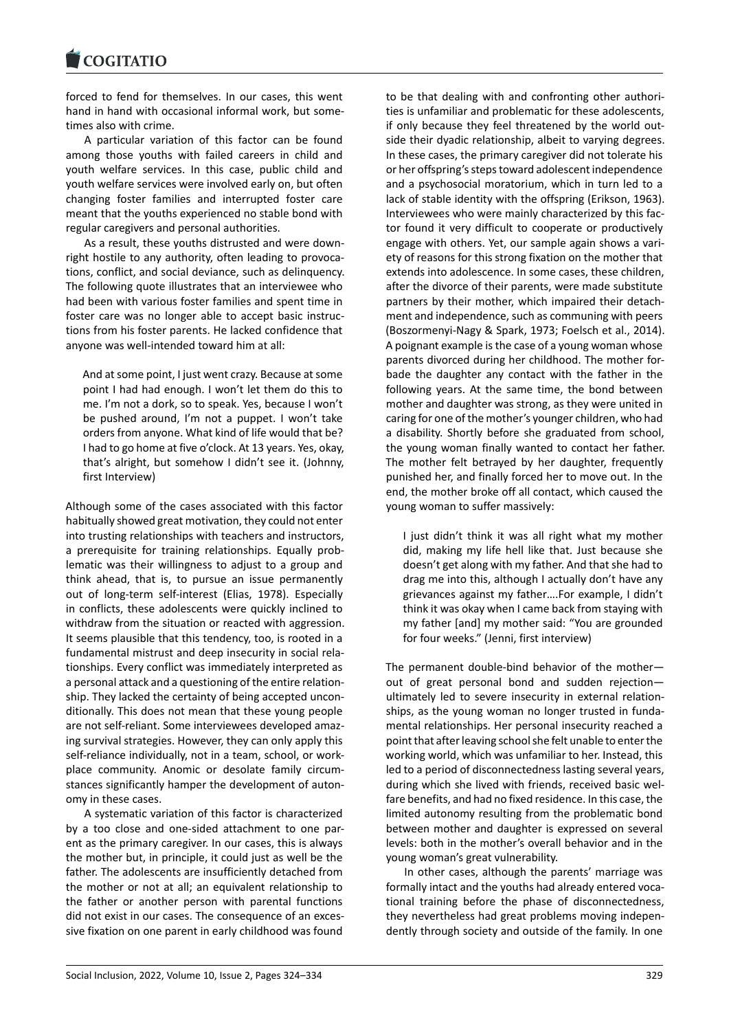forced to fend for themselves. In our cases, this went hand in hand with occasional informal work, but sometimes also with crime.

A particular variation of this factor can be found among those youths with failed careers in child and youth welfare services. In this case, public child and youth welfare services were involved early on, but often changing foster families and interrupted foster care meant that the youths experienced no stable bond with regular caregivers and personal authorities.

As a result, these youths distrusted and were downright hostile to any authority, often leading to provocations, conflict, and social deviance, such as delinquency. The following quote illustrates that an interviewee who had been with various foster families and spent time in foster care was no longer able to accept basic instructions from his foster parents. He lacked confidence that anyone was well-intended toward him at all:

> And at some point, I just went crazy. Because at some point I had had enough. I won't let them do this to me. I'm not a dork, so to speak. Yes, because I won't be pushed around, I'm not a puppet. I won't take orders from anyone. What kind of life would that be? I had to go home at five o'clock. At 13 years. Yes, okay, that's alright, but somehow I didn't see it. (Johnny, first Interview)

Although some of the cases associated with this factor habitually showed great motivation, they could not enter into trusting relationships with teachers and instructors, a prerequisite for training relationships. Equally problematic was their willingness to adjust to a group and think ahead, that is, to pursue an issue permanently out of long-term self-interest (Elias, 1978). Especially in conflicts, these adolescents were quickly inclined to withdraw from the situation or reacted with aggression. It seems plausible that this tendency, too, is rooted in a fundamental mistrust and deep insecurity in social relationships. Every conflict was immediately interpreted as a personal attack and a questioning of the entire relationship. They lacked the certainty of being accepted unconditionally. This does not mean that these young people are not self-reliant. Some interviewees developed amazing survival strategies. However, they can only apply this self-reliance individually, not in a team, school, or workplace community. Anomic or desolate family circumstances significantly hamper the development of autonomy in these cases.

A systematic variation of this factor is characterized by a too close and one-sided attachment to one parent as the primary caregiver. In our cases, this is always the mother but, in principle, it could just as well be the father. The adolescents are insufficiently detached from the mother or not at all; an equivalent relationship to the father or another person with parental functions did not exist in our cases. The consequence of an excessive fixation on one parent in early childhood was found to be that dealing with and confronting other authorities is unfamiliar and problematic for these adolescents, if only because they feel threatened by the world outside their dyadic relationship, albeit to varying degrees. In these cases, the primary caregiver did not tolerate his or her offspring's steps toward adolescent independence and a psychosocial moratorium, which in turn led to a lack of stable identity with the offspring (Erikson, 1963). Interviewees who were mainly characterized by this factor found it very difficult to cooperate or productively engage with others. Yet, our sample again shows a variety of reasons for this strong fixation on the mother that extends into adolescence. In some cases, these children, after the divorce of their parents, were made substitute partners by their mother, which impaired their detachment and independence, such as communing with peers (Boszormenyi-Nagy & Spark, 1973; Foelsch et al., 2014). A poignant example is the case of a young woman whose parents divorced during her childhood. The mother forbade the daughter any contact with the father in the following years. At the same time, the bond between mother and daughter was strong, as they were united in caring for one of the mother's younger children, who had a disability. Shortly before she graduated from school, the young woman finally wanted to contact her father. The mother felt betrayed by her daughter, frequently punished her, and finally forced her to move out. In the end, the mother broke off all contact, which caused the young woman to suffer massively:

> I just didn't think it was all right what my mother did, making my life hell like that. Just because she doesn't get along with my father. And that she had to drag me into this, although I actually don't have any grievances against my father….For example, I didn't think it was okay when I came back from staying with my father [and] my mother said: "You are grounded for four weeks." (Jenni, first interview)

The permanent double-bind behavior of the mother—out of great personal bond and sudden rejection—ultimately led to severe insecurity in external relationships, as the young woman no longer trusted in fundamental relationships. Her personal insecurity reached a point that after leaving school she felt unable to enter the working world, which was unfamiliar to her. Instead, this led to a period of disconnectedness lasting several years, during which she lived with friends, received basic welfare benefits, and had no fixed residence. In this case, the limited autonomy resulting from the problematic bond between mother and daughter is expressed on several levels: both in the mother's overall behavior and in the young woman's great vulnerability.

In other cases, although the parents' marriage was formally intact and the youths had already entered vocational training before the phase of disconnectedness, they nevertheless had great problems moving independently through society and outside of the family. In one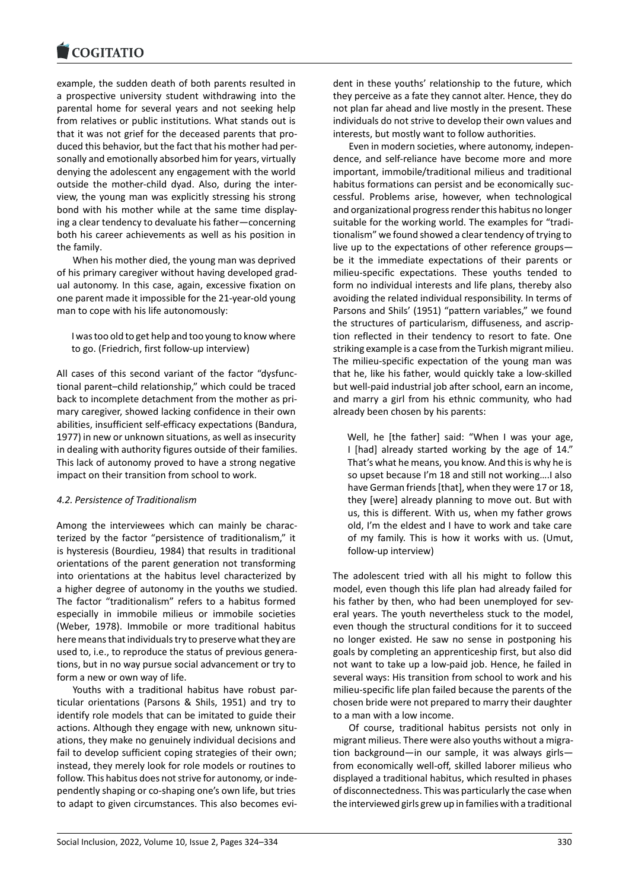example, the sudden death of both parents resulted in a prospective university student withdrawing into the parental home for several years and not seeking help from relatives or public institutions. What stands out is that it was not grief for the deceased parents that produced this behavior, but the fact that his mother had personally and emotionally absorbed him for years, virtually denying the adolescent any engagement with the world outside the mother-child dyad. Also, during the interview, the young man was explicitly stressing his strong bond with his mother while at the same time displaying a clear tendency to devaluate his father—concerning both his career achievements as well as his position in the family.

When his mother died, the young man was deprived of his primary caregiver without having developed gradual autonomy. In this case, again, excessive fixation on one parent made it impossible for the 21-year-old young man to cope with his life autonomously:

> I was too old to get help and too young to know where to go. (Friedrich, first follow-up interview)

All cases of this second variant of the factor "dysfunctional parent–child relationship," which could be traced back to incomplete detachment from the mother as primary caregiver, showed lacking confidence in their own abilities, insufficient self-efficacy expectations (Bandura, 1977) in new or unknown situations, as well as insecurity in dealing with authority figures outside of their families. This lack of autonomy proved to have a strong negative impact on their transition from school to work.

### *4.2. Persistence of Traditionalism*

Among the interviewees which can mainly be characterized by the factor "persistence of traditionalism," it is hysteresis (Bourdieu, 1984) that results in traditional orientations of the parent generation not transforming into orientations at the habitus level characterized by a higher degree of autonomy in the youths we studied. The factor "traditionalism" refers to a habitus formed especially in immobile milieus or immobile societies (Weber, 1978). Immobile or more traditional habitus here means that individuals try to preserve what they are used to, i.e., to reproduce the status of previous generations, but in no way pursue social advancement or try to form a new or own way of life.

Youths with a traditional habitus have robust particular orientations (Parsons & Shils, 1951) and try to identify role models that can be imitated to guide their actions. Although they engage with new, unknown situations, they make no genuinely individual decisions and fail to develop sufficient coping strategies of their own; instead, they merely look for role models or routines to follow. This habitus does not strive for autonomy, or independently shaping or co-shaping one's own life, but tries to adapt to given circumstances. This also becomes evident in these youths' relationship to the future, which they perceive as a fate they cannot alter. Hence, they do not plan far ahead and live mostly in the present. These individuals do not strive to develop their own values and interests, but mostly want to follow authorities.

Even in modern societies, where autonomy, independence, and self-reliance have become more and more important, immobile/traditional milieus and traditional habitus formations can persist and be economically successful. Problems arise, however, when technological and organizational progress render this habitus no longer suitable for the working world. The examples for "traditionalism" we found showed a clear tendency of trying to live up to the expectations of other reference groups—be it the immediate expectations of their parents or milieu-specific expectations. These youths tended to form no individual interests and life plans, thereby also avoiding the related individual responsibility. In terms of Parsons and Shils' (1951) "pattern variables," we found the structures of particularism, diffuseness, and ascription reflected in their tendency to resort to fate. One striking example is a case from the Turkish migrant milieu. The milieu-specific expectation of the young man was that he, like his father, would quickly take a low-skilled but well-paid industrial job after school, earn an income, and marry a girl from his ethnic community, who had already been chosen by his parents:

> Well, he [the father] said: "When I was your age, I [had] already started working by the age of 14." That's what he means, you know. And this is why he is so upset because I'm 18 and still not working….I also have German friends [that], when they were 17 or 18, they [were] already planning to move out. But with us, this is different. With us, when my father grows old, I'm the eldest and I have to work and take care of my family. This is how it works with us. (Umut, follow-up interview)

The adolescent tried with all his might to follow this model, even though this life plan had already failed for his father by then, who had been unemployed for several years. The youth nevertheless stuck to the model, even though the structural conditions for it to succeed no longer existed. He saw no sense in postponing his goals by completing an apprenticeship first, but also did not want to take up a low-paid job. Hence, he failed in several ways: His transition from school to work and his milieu-specific life plan failed because the parents of the chosen bride were not prepared to marry their daughter to a man with a low income.

Of course, traditional habitus persists not only in migrant milieus. There were also youths without a migration background—in our sample, it was always girls—from economically well-off, skilled laborer milieus who displayed a traditional habitus, which resulted in phases of disconnectedness. This was particularly the case when the interviewed girls grew up in families with a traditional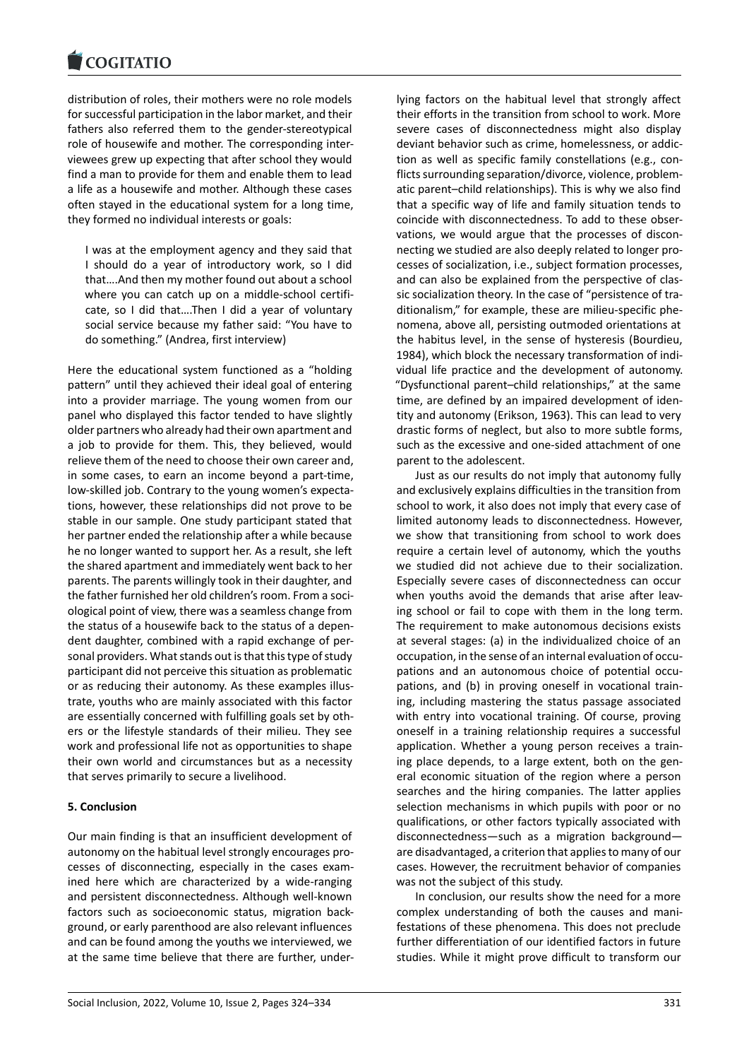distribution of roles, their mothers were no role models for successful participation in the labor market, and their fathers also referred them to the gender-stereotypical role of housewife and mother. The corresponding interviewees grew up expecting that after school they would find a man to provide for them and enable them to lead a life as a housewife and mother. Although these cases often stayed in the educational system for a long time, they formed no individual interests or goals:

> I was at the employment agency and they said that I should do a year of introductory work, so I did that….And then my mother found out about a school where you can catch up on a middle-school certificate, so I did that….Then I did a year of voluntary social service because my father said: "You have to do something." (Andrea, first interview)

Here the educational system functioned as a "holding pattern" until they achieved their ideal goal of entering into a provider marriage. The young women from our panel who displayed this factor tended to have slightly older partners who already had their own apartment and a job to provide for them. This, they believed, would relieve them of the need to choose their own career and, in some cases, to earn an income beyond a part-time, low-skilled job. Contrary to the young women's expectations, however, these relationships did not prove to be stable in our sample. One study participant stated that her partner ended the relationship after a while because he no longer wanted to support her. As a result, she left the shared apartment and immediately went back to her parents. The parents willingly took in their daughter, and the father furnished her old children's room. From a sociological point of view, there was a seamless change from the status of a housewife back to the status of a dependent daughter, combined with a rapid exchange of personal providers. What stands out is that this type of study participant did not perceive this situation as problematic or as reducing their autonomy. As these examples illustrate, youths who are mainly associated with this factor are essentially concerned with fulfilling goals set by others or the lifestyle standards of their milieu. They see work and professional life not as opportunities to shape their own world and circumstances but as a necessity that serves primarily to secure a livelihood.

## 5. Conclusion

Our main finding is that an insufficient development of autonomy on the habitual level strongly encourages processes of disconnecting, especially in the cases examined here which are characterized by a wide-ranging and persistent disconnectedness. Although well-known factors such as socioeconomic status, migration background, or early parenthood are also relevant influences and can be found among the youths we interviewed, we at the same time believe that there are further, underlying factors on the habitual level that strongly affect their efforts in the transition from school to work. More severe cases of disconnectedness might also display deviant behavior such as crime, homelessness, or addiction as well as specific family constellations (e.g., conflicts surrounding separation/divorce, violence, problematic parent–child relationships). This is why we also find that a specific way of life and family situation tends to coincide with disconnectedness. To add to these observations, we would argue that the processes of disconnecting we studied are also deeply related to longer processes of socialization, i.e., subject formation processes, and can also be explained from the perspective of classic socialization theory. In the case of "persistence of traditionalism," for example, these are milieu-specific phenomena, above all, persisting outmoded orientations at the habitus level, in the sense of hysteresis (Bourdieu, 1984), which block the necessary transformation of individual life practice and the development of autonomy. "Dysfunctional parent–child relationships," at the same time, are defined by an impaired development of identity and autonomy (Erikson, 1963). This can lead to very drastic forms of neglect, but also to more subtle forms, such as the excessive and one-sided attachment of one parent to the adolescent.

Just as our results do not imply that autonomy fully and exclusively explains difficulties in the transition from school to work, it also does not imply that every case of limited autonomy leads to disconnectedness. However, we show that transitioning from school to work does require a certain level of autonomy, which the youths we studied did not achieve due to their socialization. Especially severe cases of disconnectedness can occur when youths avoid the demands that arise after leaving school or fail to cope with them in the long term. The requirement to make autonomous decisions exists at several stages: (a) in the individualized choice of an occupation, in the sense of an internal evaluation of occupations and an autonomous choice of potential occupations, and (b) in proving oneself in vocational training, including mastering the status passage associated with entry into vocational training. Of course, proving oneself in a training relationship requires a successful application. Whether a young person receives a training place depends, to a large extent, both on the general economic situation of the region where a person searches and the hiring companies. The latter applies selection mechanisms in which pupils with poor or no qualifications, or other factors typically associated with disconnectedness—such as a migration background—are disadvantaged, a criterion that applies to many of our cases. However, the recruitment behavior of companies was not the subject of this study.

In conclusion, our results show the need for a more complex understanding of both the causes and manifestations of these phenomena. This does not preclude further differentiation of our identified factors in future studies. While it might prove difficult to transform our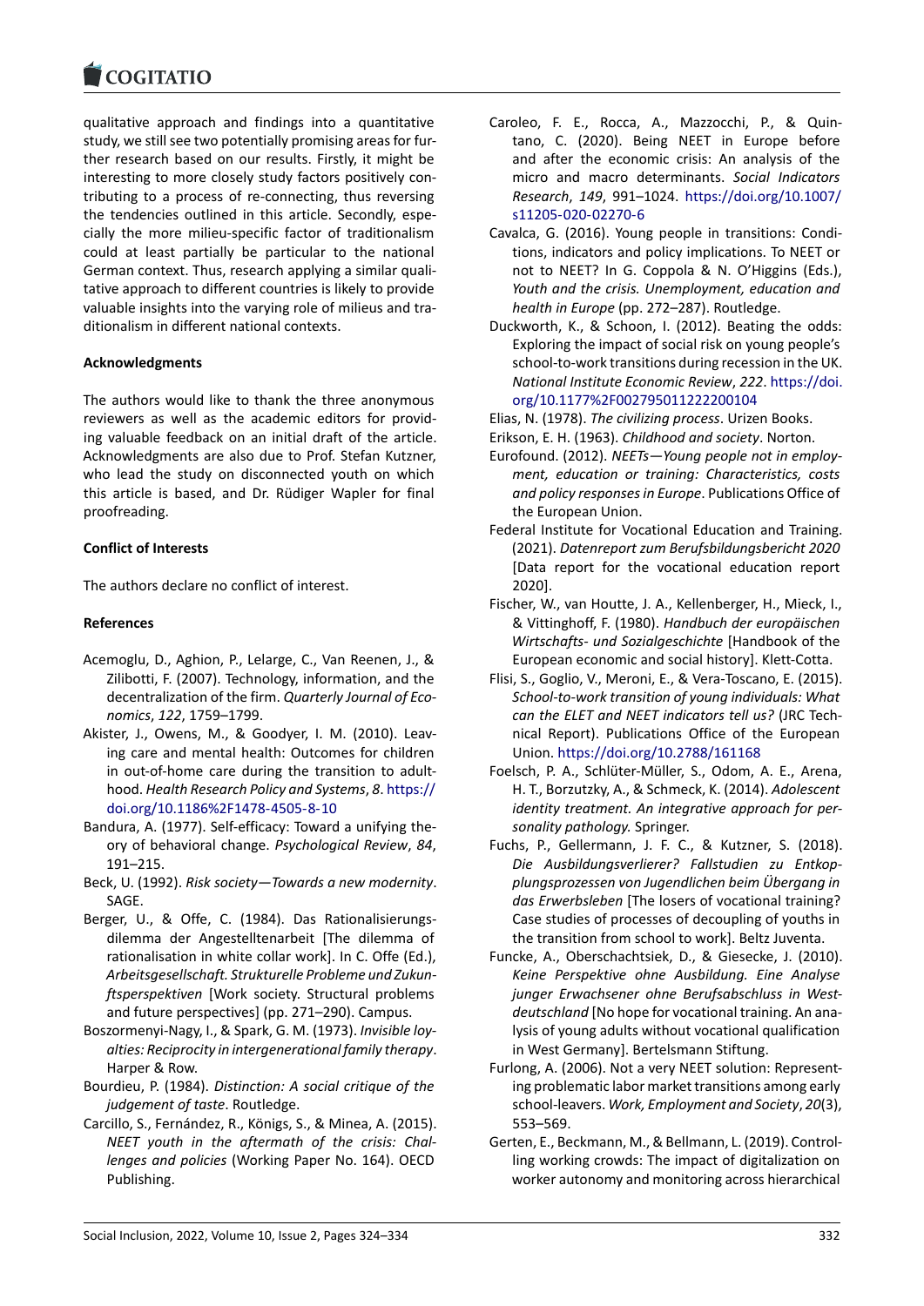qualitative approach and findings into a quantitative study, we still see two potentially promising areas for further research based on our results. Firstly, it might be interesting to more closely study factors positively contributing to a process of re-connecting, thus reversing the tendencies outlined in this article. Secondly, especially the more milieu-specific factor of traditionalism could at least partially be particular to the national German context. Thus, research applying a similar qualitative approach to different countries is likely to provide valuable insights into the varying role of milieus and traditionalism in different national contexts.

**Acknowledgments**

The authors would like to thank the three anonymous reviewers as well as the academic editors for providing valuable feedback on an initial draft of the article. Acknowledgments are also due to Prof. Stefan Kutzner, who lead the study on disconnected youth on which this article is based, and Dr. Rüdiger Wapler for final proofreading.

**Conflict of Interests**

The authors declare no conflict of interest.

**References**

Acemoglu, D., Aghion, P., Lelarge, C., Van Reenen, J., & Zilibotti, F. (2007). Technology, information, and the decentralization of the firm. *Quarterly Journal of Economics*, *122*, 1759–1799.

Akister, J., Owens, M., & Goodyer, I. M. (2010). Leaving care and mental health: Outcomes for children in out-of-home care during the transition to adulthood. *Health Research Policy and Systems*, *8*. https://doi.org/10.1186%2F1478-4505-8-10

Bandura, A. (1977). Self-efficacy: Toward a unifying theory of behavioral change. *Psychological Review*, *84*, 191–215.

Beck, U. (1992). *Risk society—Towards a new modernity*. SAGE.

Berger, U., & Offe, C. (1984). Das Rationalisierungsdilemma der Angestelltenarbeit [The dilemma of rationalisation in white collar work]. In C. Offe (Ed.), *Arbeitsgesellschaft. Strukturelle Probleme und Zukunftsperspektiven* [Work society. Structural problems and future perspectives] (pp. 271–290). Campus.

Boszormenyi-Nagy, I., & Spark, G. M. (1973). *Invisible loyalties: Reciprocity in intergenerational family therapy*. Harper & Row.

Bourdieu, P. (1984). *Distinction: A social critique of the judgement of taste*. Routledge.

Carcillo, S., Fernández, R., Königs, S., & Minea, A. (2015). *NEET youth in the aftermath of the crisis: Challenges and policies* (Working Paper No. 164). OECD Publishing.

Caroleo, F. E., Rocca, A., Mazzocchi, P., & Quintano, C. (2020). Being NEET in Europe before and after the economic crisis: An analysis of the micro and macro determinants. *Social Indicators Research*, *149*, 991–1024. https://doi.org/10.1007/s11205-020-02270-6

Cavalca, G. (2016). Young people in transitions: Conditions, indicators and policy implications. To NEET or not to NEET? In G. Coppola & N. O'Higgins (Eds.), *Youth and the crisis. Unemployment, education and health in Europe* (pp. 272–287). Routledge.

Duckworth, K., & Schoon, I. (2012). Beating the odds: Exploring the impact of social risk on young people's school-to-work transitions during recession in the UK. *National Institute Economic Review*, *222*. https://doi.org/10.1177%2F002795011222200104

Elias, N. (1978). *The civilizing process*. Urizen Books.

Erikson, E. H. (1963). *Childhood and society*. Norton.

Eurofound. (2012). *NEETs—Young people not in employment, education or training: Characteristics, costs and policy responses in Europe*. Publications Office of the European Union.

Federal Institute for Vocational Education and Training. (2021). *Datenreport zum Berufsbildungsbericht 2020* [Data report for the vocational education report 2020].

Fischer, W., van Houtte, J. A., Kellenberger, H., Mieck, I., & Vittinghoff, F. (1980). *Handbuch der europäischen Wirtschafts- und Sozialgeschichte* [Handbook of the European economic and social history]. Klett-Cotta.

Flisi, S., Goglio, V., Meroni, E., & Vera-Toscano, E. (2015). *School-to-work transition of young individuals: What can the ELET and NEET indicators tell us?* (JRC Technical Report). Publications Office of the European Union. https://doi.org/10.2788/161168

Foelsch, P. A., Schlüter-Müller, S., Odom, A. E., Arena, H. T., Borzutzky, A., & Schmeck, K. (2014). *Adolescent identity treatment. An integrative approach for personality pathology.* Springer.

Fuchs, P., Gellermann, J. F. C., & Kutzner, S. (2018). *Die Ausbildungsverlierer? Fallstudien zu Entkopplungsprozessen von Jugendlichen beim Übergang in das Erwerbsleben* [The losers of vocational training? Case studies of processes of decoupling of youths in the transition from school to work]. Beltz Juventa.

Funcke, A., Oberschachtsiek, D., & Giesecke, J. (2010). *Keine Perspektive ohne Ausbildung. Eine Analyse junger Erwachsener ohne Berufsabschluss in Westdeutschland* [No hope for vocational training. An analysis of young adults without vocational qualification in West Germany]. Bertelsmann Stiftung.

Furlong, A. (2006). Not a very NEET solution: Representing problematic labor market transitions among early school-leavers. *Work, Employment and Society*, *20*(3), 553–569.

Gerten, E., Beckmann, M., & Bellmann, L. (2019). Controlling working crowds: The impact of digitalization on worker autonomy and monitoring across hierarchical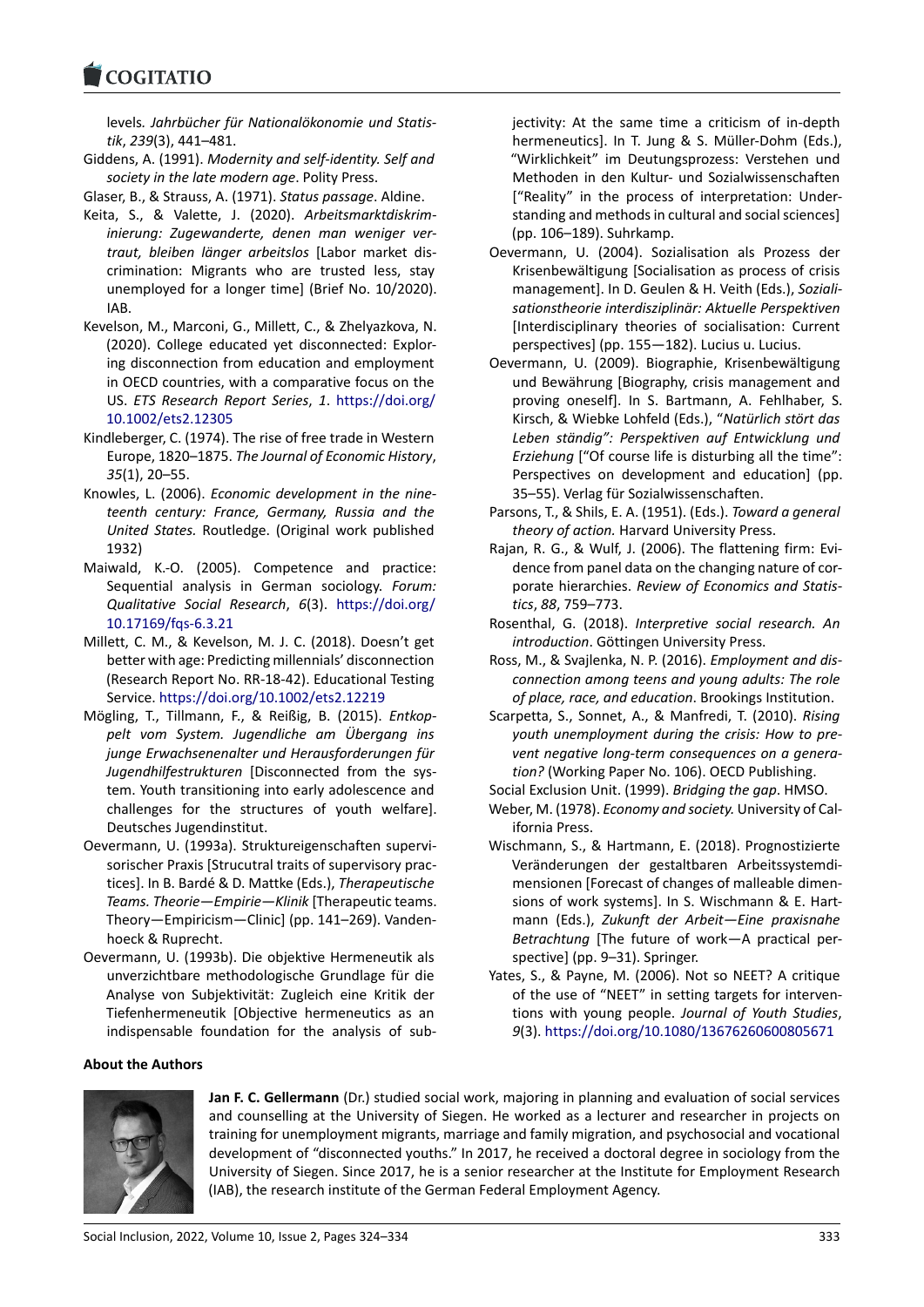levels. *Jahrbücher für Nationalökonomie und Statistik*, *239*(3), 441–481.

Giddens, A. (1991). *Modernity and self-identity. Self and society in the late modern age*. Polity Press.

Glaser, B., & Strauss, A. (1971). *Status passage*. Aldine.

Keita, S., & Valette, J. (2020). *Arbeitsmarktdiskriminierung: Zugewanderte, denen man weniger vertraut, bleiben länger arbeitslos* [Labor market discrimination: Migrants who are trusted less, stay unemployed for a longer time] (Brief No. 10/2020). IAB.

Kevelson, M., Marconi, G., Millett, C., & Zhelyazkova, N. (2020). College educated yet disconnected: Exploring disconnection from education and employment in OECD countries, with a comparative focus on the US. *ETS Research Report Series*, *1*. https://doi.org/10.1002/ets2.12305

Kindleberger, C. (1974). The rise of free trade in Western Europe, 1820–1875. *The Journal of Economic History*, *35*(1), 20–55.

Knowles, L. (2006). *Economic development in the nineteenth century: France, Germany, Russia and the United States.* Routledge. (Original work published 1932)

Maiwald, K.-O. (2005). Competence and practice: Sequential analysis in German sociology. *Forum: Qualitative Social Research*, *6*(3). https://doi.org/10.17169/fqs-6.3.21

Millett, C. M., & Kevelson, M. J. C. (2018). Doesn't get better with age: Predicting millennials' disconnection (Research Report No. RR-18-42). Educational Testing Service. https://doi.org/10.1002/ets2.12219

Mögling, T., Tillmann, F., & Reißig, B. (2015). *Entkoppelt vom System. Jugendliche am Übergang ins junge Erwachsenenalter und Herausforderungen für Jugendhilfestrukturen* [Disconnected from the system. Youth transitioning into early adolescence and challenges for the structures of youth welfare]. Deutsches Jugendinstitut.

Oevermann, U. (1993a). Struktureigenschaften supervisorischer Praxis [Strucutral traits of supervisory practices]. In B. Bardé & D. Mattke (Eds.), *Therapeutische Teams. Theorie—Empirie—Klinik* [Therapeutic teams. Theory—Empiricism—Clinic] (pp. 141–269). Vandenhoeck & Ruprecht.

Oevermann, U. (1993b). Die objektive Hermeneutik als unverzichtbare methodologische Grundlage für die Analyse von Subjektivität: Zugleich eine Kritik der Tiefenhermeneutik [Objective hermeneutics as an indispensable foundation for the analysis of subjectivity: At the same time a criticism of in-depth hermeneutics]. In T. Jung & S. Müller-Dohm (Eds.), "Wirklichkeit" im Deutungsprozess: Verstehen und Methoden in den Kultur- und Sozialwissenschaften ["Reality" in the process of interpretation: Understanding and methods in cultural and social sciences] (pp. 106–189). Suhrkamp.

Oevermann, U. (2004). Sozialisation als Prozess der Krisenbewältigung [Socialisation as process of crisis management]. In D. Geulen & H. Veith (Eds.), *Sozialisationstheorie interdisziplinär: Aktuelle Perspektiven* [Interdisciplinary theories of socialisation: Current perspectives] (pp. 155—182). Lucius u. Lucius.

Oevermann, U. (2009). Biographie, Krisenbewältigung und Bewährung [Biography, crisis management and proving oneself]. In S. Bartmann, A. Fehlhaber, S. Kirsch, & Wiebke Lohfeld (Eds.), *"Natürlich stört das Leben ständig": Perspektiven auf Entwicklung und Erziehung* ["Of course life is disturbing all the time": Perspectives on development and education] (pp. 35–55). Verlag für Sozialwissenschaften.

Parsons, T., & Shils, E. A. (1951). (Eds.). *Toward a general theory of action.* Harvard University Press.

Rajan, R. G., & Wulf, J. (2006). The flattening firm: Evidence from panel data on the changing nature of corporate hierarchies. *Review of Economics and Statistics*, *88*, 759–773.

Rosenthal, G. (2018). *Interpretive social research. An introduction*. Göttingen University Press.

Ross, M., & Svajlenka, N. P. (2016). *Employment and disconnection among teens and young adults: The role of place, race, and education*. Brookings Institution.

Scarpetta, S., Sonnet, A., & Manfredi, T. (2010). *Rising youth unemployment during the crisis: How to prevent negative long-term consequences on a generation?* (Working Paper No. 106). OECD Publishing.

Social Exclusion Unit. (1999). *Bridging the gap*. HMSO.

Weber, M. (1978). *Economy and society.* University of California Press.

Wischmann, S., & Hartmann, E. (2018). Prognostizierte Veränderungen der gestaltbaren Arbeitssystemdimensionen [Forecast of changes of malleable dimensions of work systems]. In S. Wischmann & E. Hartmann (Eds.), *Zukunft der Arbeit—Eine praxisnahe Betrachtung* [The future of work—A practical perspective] (pp. 9–31). Springer.

Yates, S., & Payne, M. (2006). Not so NEET? A critique of the use of "NEET" in setting targets for interventions with young people. *Journal of Youth Studies*, *9*(3). https://doi.org/10.1080/13676260600805671

## About the Authors

**Jan F. C. Gellermann** (Dr.) studied social work, majoring in planning and evaluation of social services and counselling at the University of Siegen. He worked as a lecturer and researcher in projects on training for unemployment migrants, marriage and family migration, and psychosocial and vocational development of "disconnected youths." In 2017, he received a doctoral degree in sociology from the University of Siegen. Since 2017, he is a senior researcher at the Institute for Employment Research (IAB), the research institute of the German Federal Employment Agency.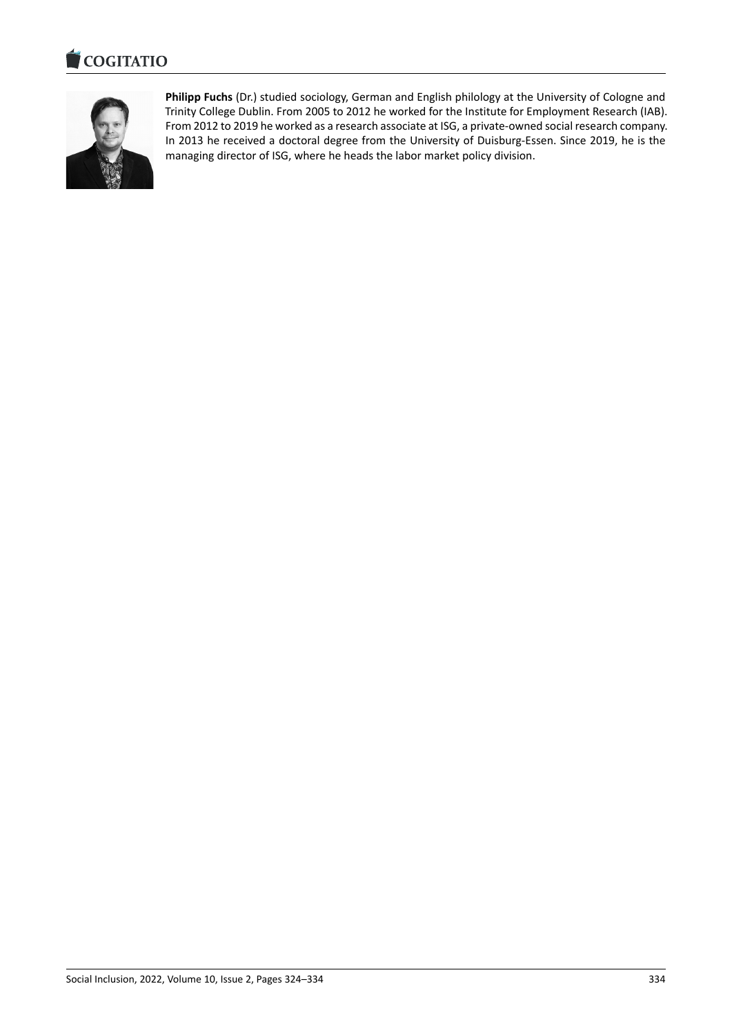**Philipp Fuchs** (Dr.) studied sociology, German and English philology at the University of Cologne and Trinity College Dublin. From 2005 to 2012 he worked for the Institute for Employment Research (IAB). From 2012 to 2019 he worked as a research associate at ISG, a private-owned social research company. In 2013 he received a doctoral degree from the University of Duisburg-Essen. Since 2019, he is the managing director of ISG, where he heads the labor market policy division.